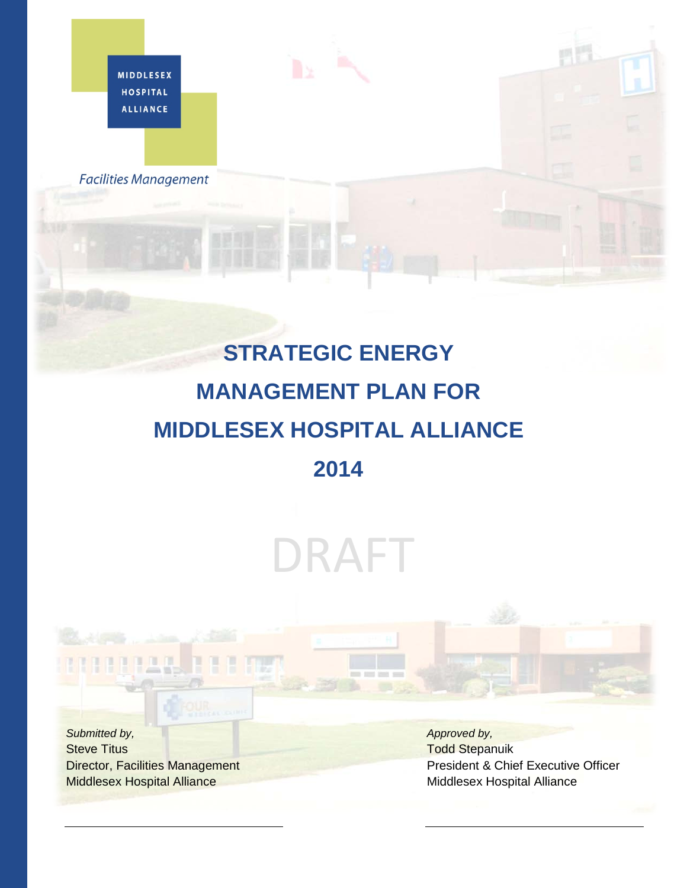MIDDLESEX HOSPITAL ALLIANCE

*Facilities Management*

# STRATEGIC ENERGY MANAGEMENT PLAN FOR MIDDLESEX HOSPITAL ALLIANCE 2014

DRAFT

*Submitted by,*
Steve Titus
Director, Facilities Management
Middlesex Hospital Alliance

*Approved by,*
Todd Stepanuik
President & Chief Executive Officer
Middlesex Hospital Alliance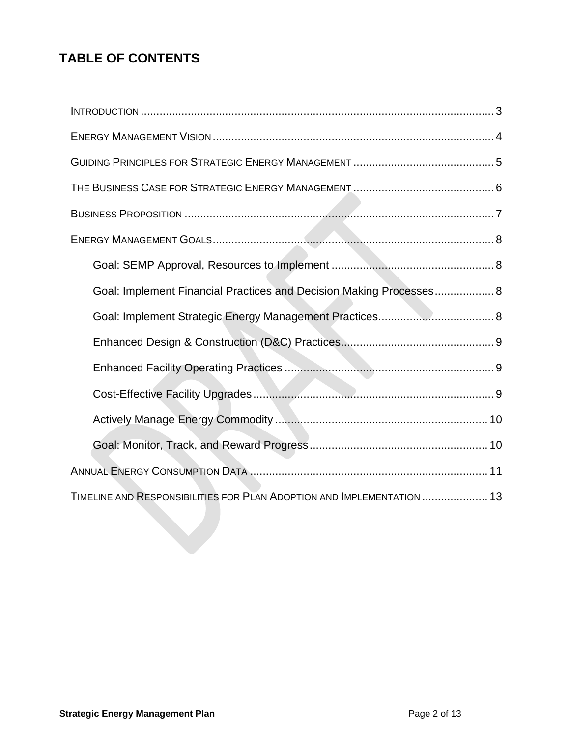# TABLE OF CONTENTS

INTRODUCTION ............................................................ 3

ENERGY MANAGEMENT VISION ............................................................ 4

GUIDING PRINCIPLES FOR STRATEGIC ENERGY MANAGEMENT ............................................................ 5

THE BUSINESS CASE FOR STRATEGIC ENERGY MANAGEMENT ............................................................ 6

BUSINESS PROPOSITION ............................................................ 7

ENERGY MANAGEMENT GOALS ............................................................ 8

- Goal: SEMP Approval, Resources to Implement ............................................................ 8
- Goal: Implement Financial Practices and Decision Making Processes ............................................................ 8
- Goal: Implement Strategic Energy Management Practices ............................................................ 8
- Enhanced Design & Construction (D&C) Practices ............................................................ 9
- Enhanced Facility Operating Practices ............................................................ 9
- Cost-Effective Facility Upgrades ............................................................ 9
- Actively Manage Energy Commodity ............................................................ 10
- Goal: Monitor, Track, and Reward Progress ............................................................ 10

ANNUAL ENERGY CONSUMPTION DATA ............................................................ 11

TIMELINE AND RESPONSIBILITIES FOR PLAN ADOPTION AND IMPLEMENTATION ............................................................ 13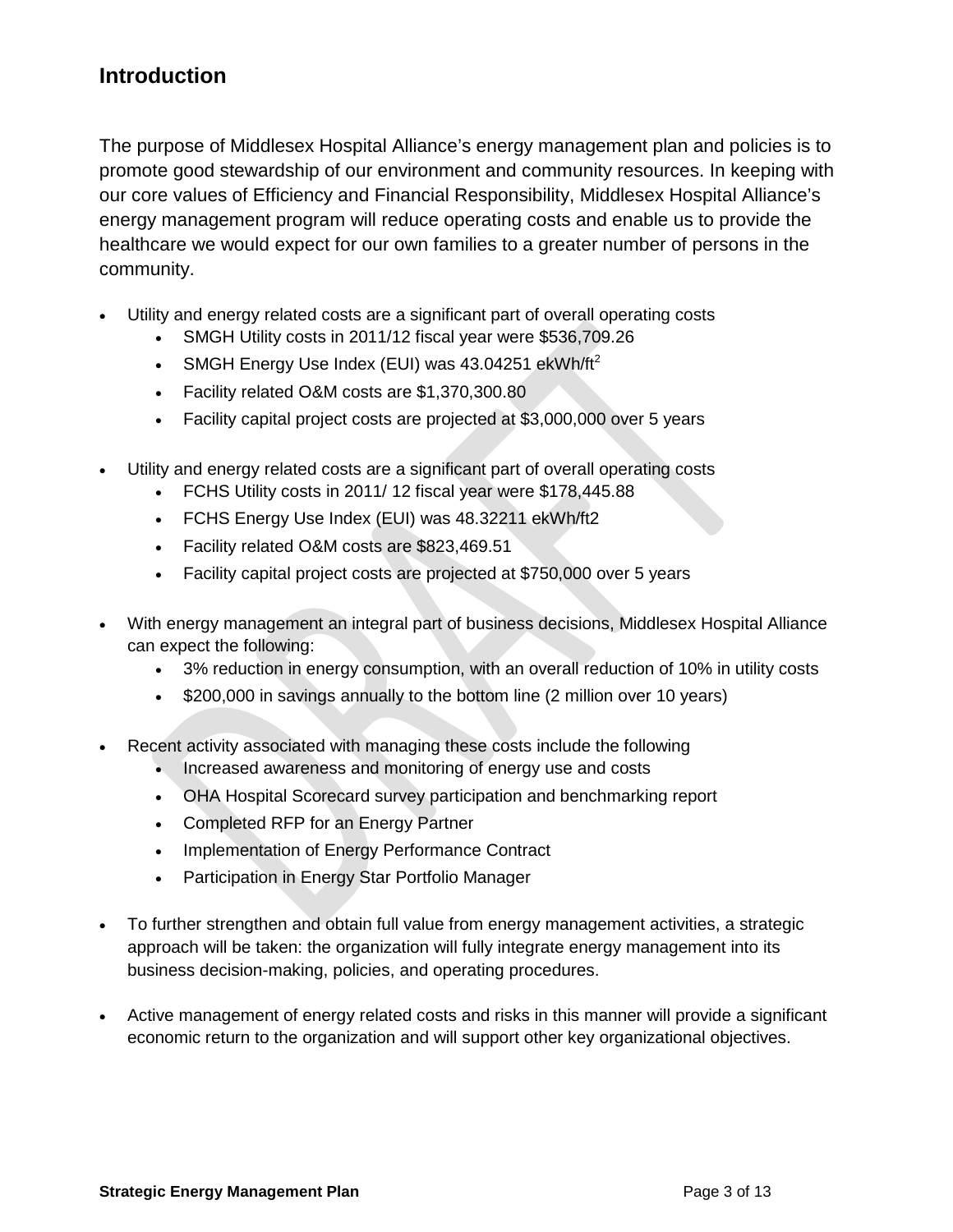## Introduction

The purpose of Middlesex Hospital Alliance's energy management plan and policies is to promote good stewardship of our environment and community resources. In keeping with our core values of Efficiency and Financial Responsibility, Middlesex Hospital Alliance's energy management program will reduce operating costs and enable us to provide the healthcare we would expect for our own families to a greater number of persons in the community.

- Utility and energy related costs are a significant part of overall operating costs
  - SMGH Utility costs in 2011/12 fiscal year were $536,709.26
  - SMGH Energy Use Index (EUI) was 43.04251 ekWh/ft$^2$
  - Facility related O&M costs are $1,370,300.80
  - Facility capital project costs are projected at $3,000,000 over 5 years
- Utility and energy related costs are a significant part of overall operating costs
  - FCHS Utility costs in 2011/ 12 fiscal year were $178,445.88
  - FCHS Energy Use Index (EUI) was 48.32211 ekWh/ft2
  - Facility related O&M costs are $823,469.51
  - Facility capital project costs are projected at $750,000 over 5 years
- With energy management an integral part of business decisions, Middlesex Hospital Alliance can expect the following:
  - 3% reduction in energy consumption, with an overall reduction of 10% in utility costs
  - $200,000 in savings annually to the bottom line (2 million over 10 years)
- Recent activity associated with managing these costs include the following
  - Increased awareness and monitoring of energy use and costs
  - OHA Hospital Scorecard survey participation and benchmarking report
  - Completed RFP for an Energy Partner
  - Implementation of Energy Performance Contract
  - Participation in Energy Star Portfolio Manager
- To further strengthen and obtain full value from energy management activities, a strategic approach will be taken: the organization will fully integrate energy management into its business decision-making, policies, and operating procedures.
- Active management of energy related costs and risks in this manner will provide a significant economic return to the organization and will support other key organizational objectives.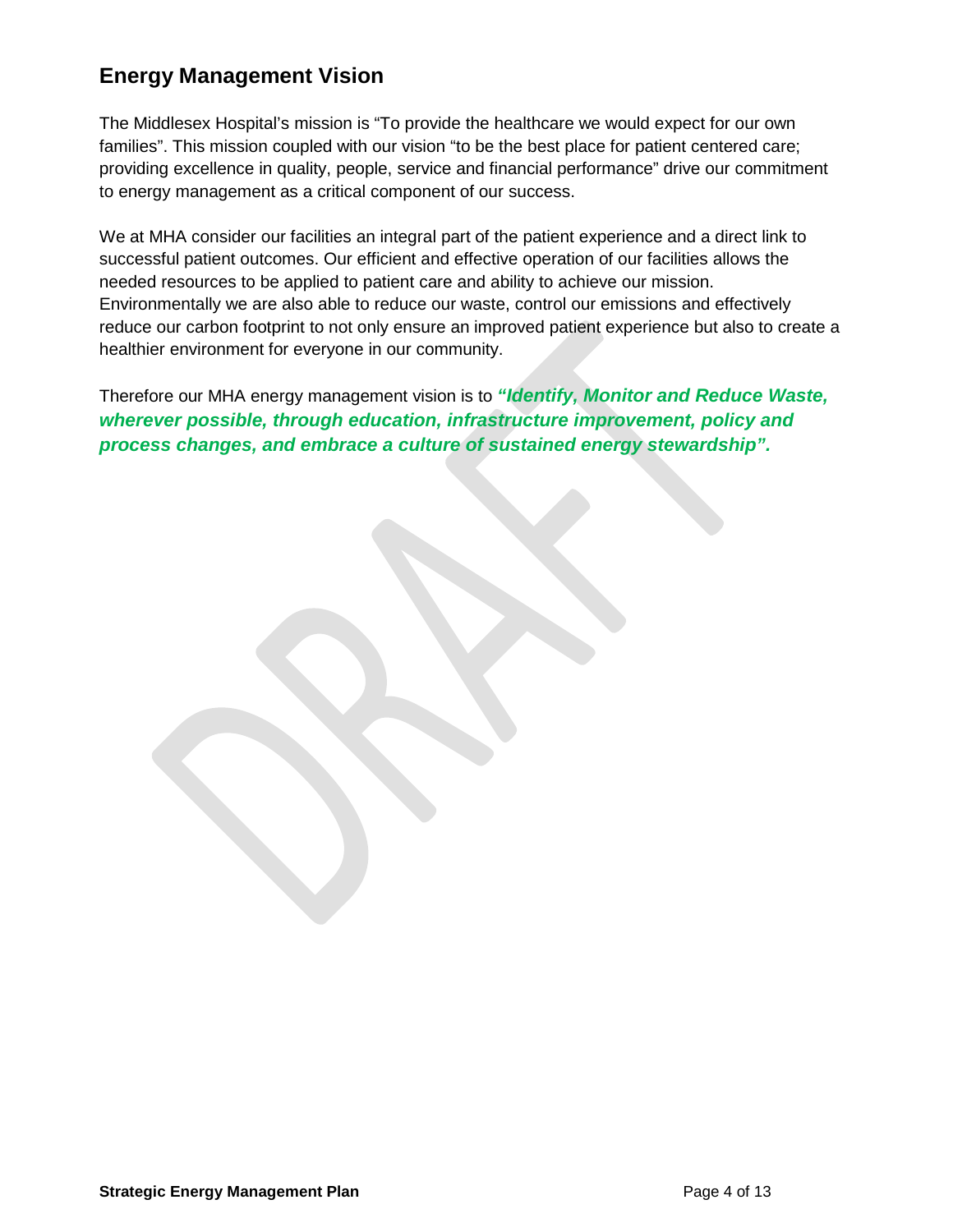## Energy Management Vision

The Middlesex Hospital's mission is "To provide the healthcare we would expect for our own families". This mission coupled with our vision "to be the best place for patient centered care; providing excellence in quality, people, service and financial performance" drive our commitment to energy management as a critical component of our success.

We at MHA consider our facilities an integral part of the patient experience and a direct link to successful patient outcomes. Our efficient and effective operation of our facilities allows the needed resources to be applied to patient care and ability to achieve our mission. Environmentally we are also able to reduce our waste, control our emissions and effectively reduce our carbon footprint to not only ensure an improved patient experience but also to create a healthier environment for everyone in our community.

Therefore our MHA energy management vision is to ***"Identify, Monitor and Reduce Waste, wherever possible, through education, infrastructure improvement, policy and process changes, and embrace a culture of sustained energy stewardship".***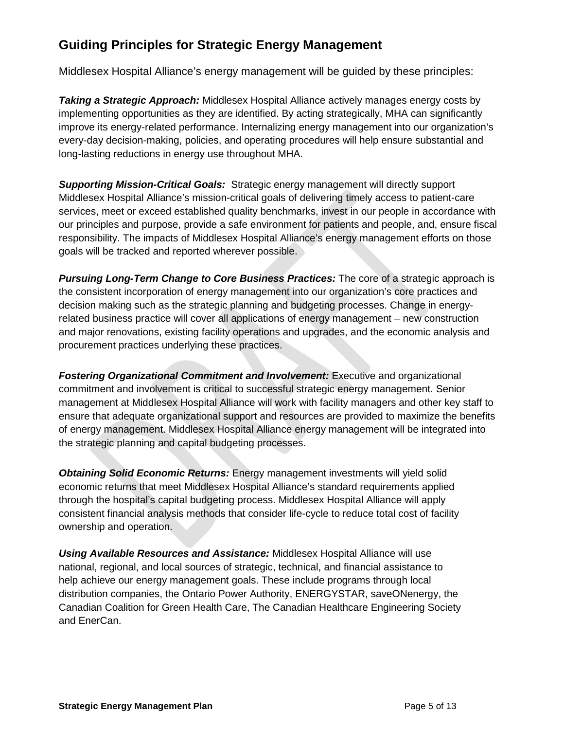## Guiding Principles for Strategic Energy Management

Middlesex Hospital Alliance's energy management will be guided by these principles:

***Taking a Strategic Approach:*** Middlesex Hospital Alliance actively manages energy costs by implementing opportunities as they are identified. By acting strategically, MHA can significantly improve its energy-related performance. Internalizing energy management into our organization's every-day decision-making, policies, and operating procedures will help ensure substantial and long-lasting reductions in energy use throughout MHA.

***Supporting Mission-Critical Goals:*** Strategic energy management will directly support Middlesex Hospital Alliance's mission-critical goals of delivering timely access to patient-care services, meet or exceed established quality benchmarks, invest in our people in accordance with our principles and purpose, provide a safe environment for patients and people, and, ensure fiscal responsibility. The impacts of Middlesex Hospital Alliance's energy management efforts on those goals will be tracked and reported wherever possible.

***Pursuing Long-Term Change to Core Business Practices:*** The core of a strategic approach is the consistent incorporation of energy management into our organization's core practices and decision making such as the strategic planning and budgeting processes. Change in energy-related business practice will cover all applications of energy management – new construction and major renovations, existing facility operations and upgrades, and the economic analysis and procurement practices underlying these practices.

***Fostering Organizational Commitment and Involvement:*** Executive and organizational commitment and involvement is critical to successful strategic energy management. Senior management at Middlesex Hospital Alliance will work with facility managers and other key staff to ensure that adequate organizational support and resources are provided to maximize the benefits of energy management. Middlesex Hospital Alliance energy management will be integrated into the strategic planning and capital budgeting processes.

***Obtaining Solid Economic Returns:*** Energy management investments will yield solid economic returns that meet Middlesex Hospital Alliance's standard requirements applied through the hospital's capital budgeting process. Middlesex Hospital Alliance will apply consistent financial analysis methods that consider life-cycle to reduce total cost of facility ownership and operation.

***Using Available Resources and Assistance:*** Middlesex Hospital Alliance will use national, regional, and local sources of strategic, technical, and financial assistance to help achieve our energy management goals. These include programs through local distribution companies, the Ontario Power Authority, ENERGYSTAR, saveONenergy, the Canadian Coalition for Green Health Care, The Canadian Healthcare Engineering Society and EnerCan.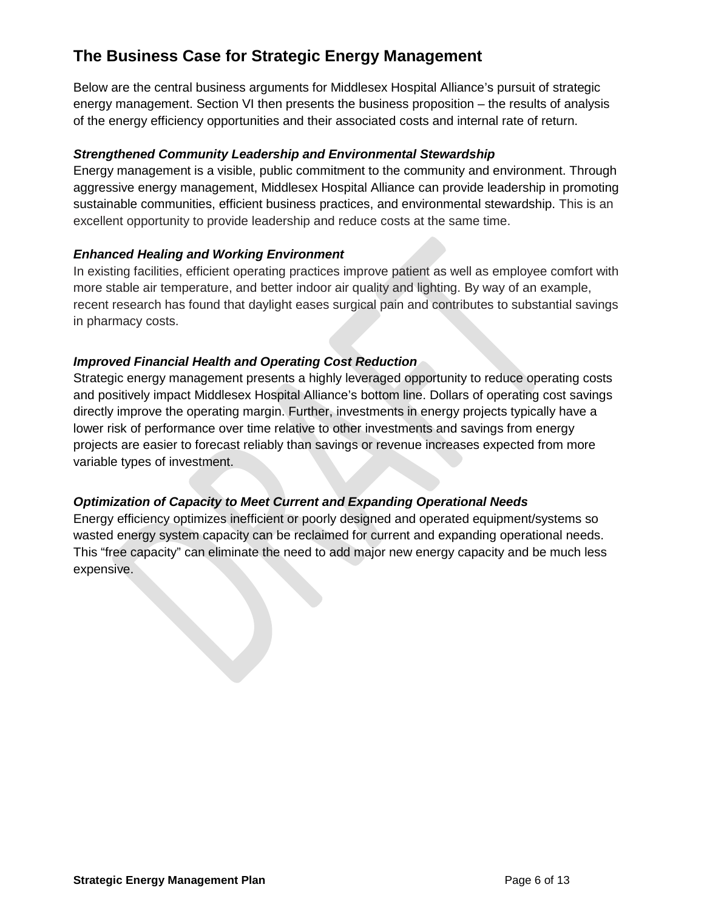## The Business Case for Strategic Energy Management

Below are the central business arguments for Middlesex Hospital Alliance's pursuit of strategic energy management. Section VI then presents the business proposition – the results of analysis of the energy efficiency opportunities and their associated costs and internal rate of return.

***Strengthened Community Leadership and Environmental Stewardship***

Energy management is a visible, public commitment to the community and environment. Through aggressive energy management, Middlesex Hospital Alliance can provide leadership in promoting sustainable communities, efficient business practices, and environmental stewardship. This is an excellent opportunity to provide leadership and reduce costs at the same time.

***Enhanced Healing and Working Environment***

In existing facilities, efficient operating practices improve patient as well as employee comfort with more stable air temperature, and better indoor air quality and lighting. By way of an example, recent research has found that daylight eases surgical pain and contributes to substantial savings in pharmacy costs.

***Improved Financial Health and Operating Cost Reduction***

Strategic energy management presents a highly leveraged opportunity to reduce operating costs and positively impact Middlesex Hospital Alliance's bottom line. Dollars of operating cost savings directly improve the operating margin. Further, investments in energy projects typically have a lower risk of performance over time relative to other investments and savings from energy projects are easier to forecast reliably than savings or revenue increases expected from more variable types of investment.

***Optimization of Capacity to Meet Current and Expanding Operational Needs***

Energy efficiency optimizes inefficient or poorly designed and operated equipment/systems so wasted energy system capacity can be reclaimed for current and expanding operational needs. This "free capacity" can eliminate the need to add major new energy capacity and be much less expensive.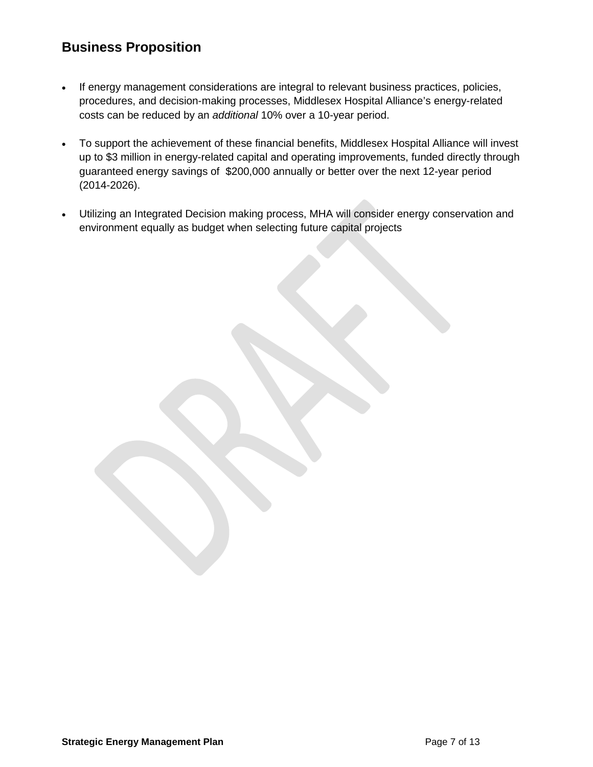## Business Proposition

- If energy management considerations are integral to relevant business practices, policies, procedures, and decision-making processes, Middlesex Hospital Alliance's energy-related costs can be reduced by an *additional* 10% over a 10-year period.
- To support the achievement of these financial benefits, Middlesex Hospital Alliance will invest up to $3 million in energy-related capital and operating improvements, funded directly through guaranteed energy savings of $200,000 annually or better over the next 12-year period (2014-2026).
- Utilizing an Integrated Decision making process, MHA will consider energy conservation and environment equally as budget when selecting future capital projects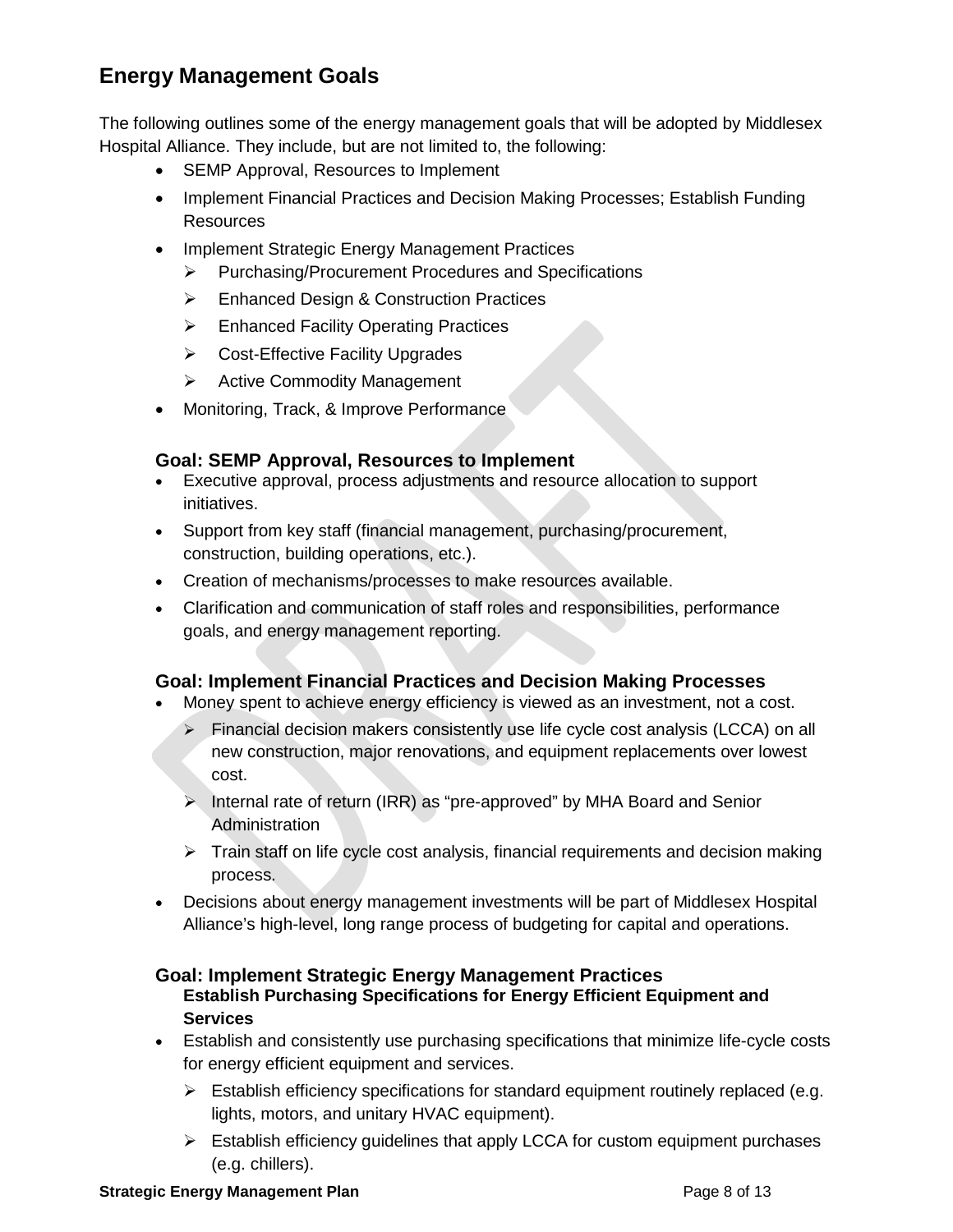## Energy Management Goals

The following outlines some of the energy management goals that will be adopted by Middlesex Hospital Alliance. They include, but are not limited to, the following:

- SEMP Approval, Resources to Implement
- Implement Financial Practices and Decision Making Processes; Establish Funding Resources
- Implement Strategic Energy Management Practices
  - Purchasing/Procurement Procedures and Specifications
  - Enhanced Design & Construction Practices
  - Enhanced Facility Operating Practices
  - Cost-Effective Facility Upgrades
  - Active Commodity Management
- Monitoring, Track, & Improve Performance

### Goal: SEMP Approval, Resources to Implement

- Executive approval, process adjustments and resource allocation to support initiatives.
- Support from key staff (financial management, purchasing/procurement, construction, building operations, etc.).
- Creation of mechanisms/processes to make resources available.
- Clarification and communication of staff roles and responsibilities, performance goals, and energy management reporting.

### Goal: Implement Financial Practices and Decision Making Processes

- Money spent to achieve energy efficiency is viewed as an investment, not a cost.
  - Financial decision makers consistently use life cycle cost analysis (LCCA) on all new construction, major renovations, and equipment replacements over lowest cost.
  - Internal rate of return (IRR) as "pre-approved" by MHA Board and Senior Administration
  - Train staff on life cycle cost analysis, financial requirements and decision making process.
- Decisions about energy management investments will be part of Middlesex Hospital Alliance's high-level, long range process of budgeting for capital and operations.

### Goal: Implement Strategic Energy Management Practices

**Establish Purchasing Specifications for Energy Efficient Equipment and Services**

- Establish and consistently use purchasing specifications that minimize life-cycle costs for energy efficient equipment and services.
  - Establish efficiency specifications for standard equipment routinely replaced (e.g. lights, motors, and unitary HVAC equipment).
  - Establish efficiency guidelines that apply LCCA for custom equipment purchases (e.g. chillers).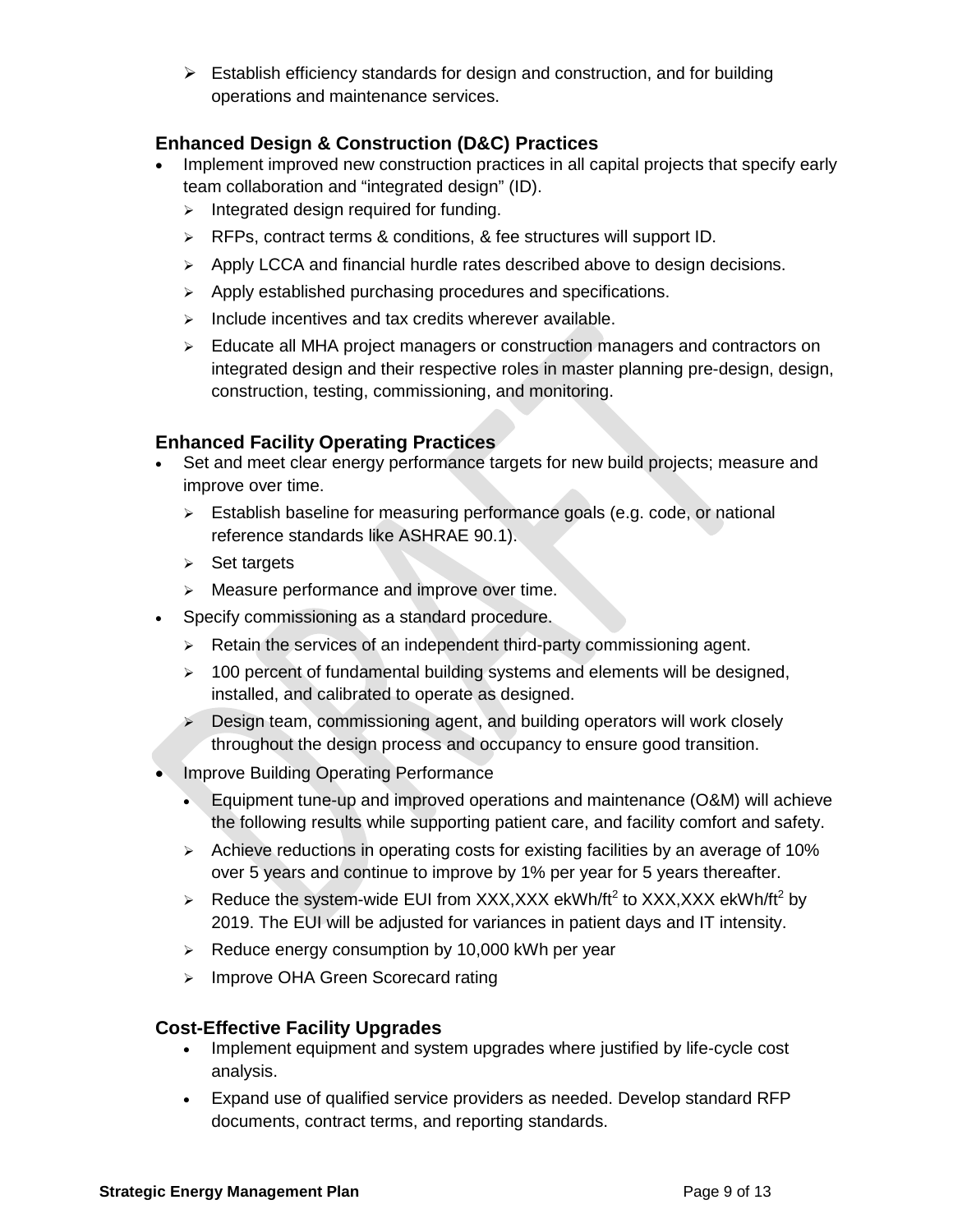- Establish efficiency standards for design and construction, and for building operations and maintenance services.

### Enhanced Design & Construction (D&C) Practices

- Implement improved new construction practices in all capital projects that specify early team collaboration and "integrated design" (ID).
  - Integrated design required for funding.
  - RFPs, contract terms & conditions, & fee structures will support ID.
  - Apply LCCA and financial hurdle rates described above to design decisions.
  - Apply established purchasing procedures and specifications.
  - Include incentives and tax credits wherever available.
  - Educate all MHA project managers or construction managers and contractors on integrated design and their respective roles in master planning pre-design, design, construction, testing, commissioning, and monitoring.

### Enhanced Facility Operating Practices

- Set and meet clear energy performance targets for new build projects; measure and improve over time.
  - Establish baseline for measuring performance goals (e.g. code, or national reference standards like ASHRAE 90.1).
  - Set targets
  - Measure performance and improve over time.
- Specify commissioning as a standard procedure.
  - Retain the services of an independent third-party commissioning agent.
  - 100 percent of fundamental building systems and elements will be designed, installed, and calibrated to operate as designed.
  - Design team, commissioning agent, and building operators will work closely throughout the design process and occupancy to ensure good transition.
- Improve Building Operating Performance
  - Equipment tune-up and improved operations and maintenance (O&M) will achieve the following results while supporting patient care, and facility comfort and safety.
  - Achieve reductions in operating costs for existing facilities by an average of 10% over 5 years and continue to improve by 1% per year for 5 years thereafter.
  - Reduce the system-wide EUI from XXX,XXX ekWh/ft$^2$ to XXX,XXX ekWh/ft$^2$ by 2019. The EUI will be adjusted for variances in patient days and IT intensity.
  - Reduce energy consumption by 10,000 kWh per year
  - Improve OHA Green Scorecard rating

### Cost-Effective Facility Upgrades

- Implement equipment and system upgrades where justified by life-cycle cost analysis.
- Expand use of qualified service providers as needed. Develop standard RFP documents, contract terms, and reporting standards.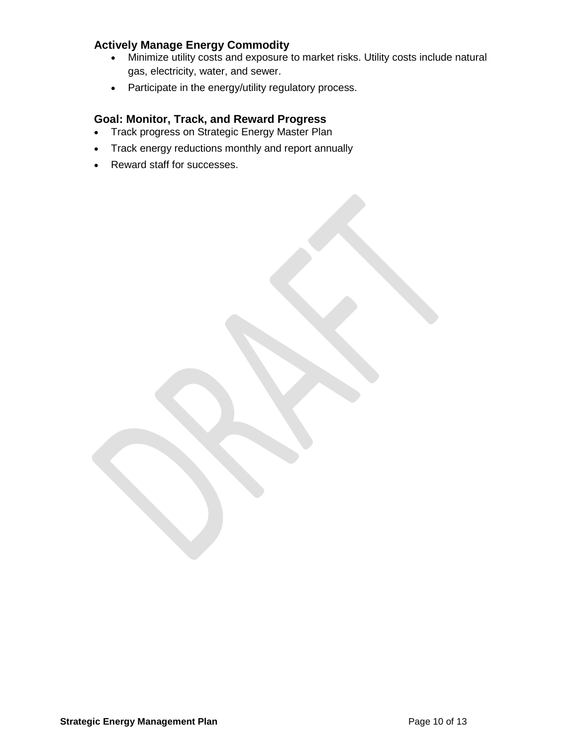### Actively Manage Energy Commodity

- Minimize utility costs and exposure to market risks. Utility costs include natural gas, electricity, water, and sewer.
- Participate in the energy/utility regulatory process.

## Goal: Monitor, Track, and Reward Progress

- Track progress on Strategic Energy Master Plan
- Track energy reductions monthly and report annually
- Reward staff for successes.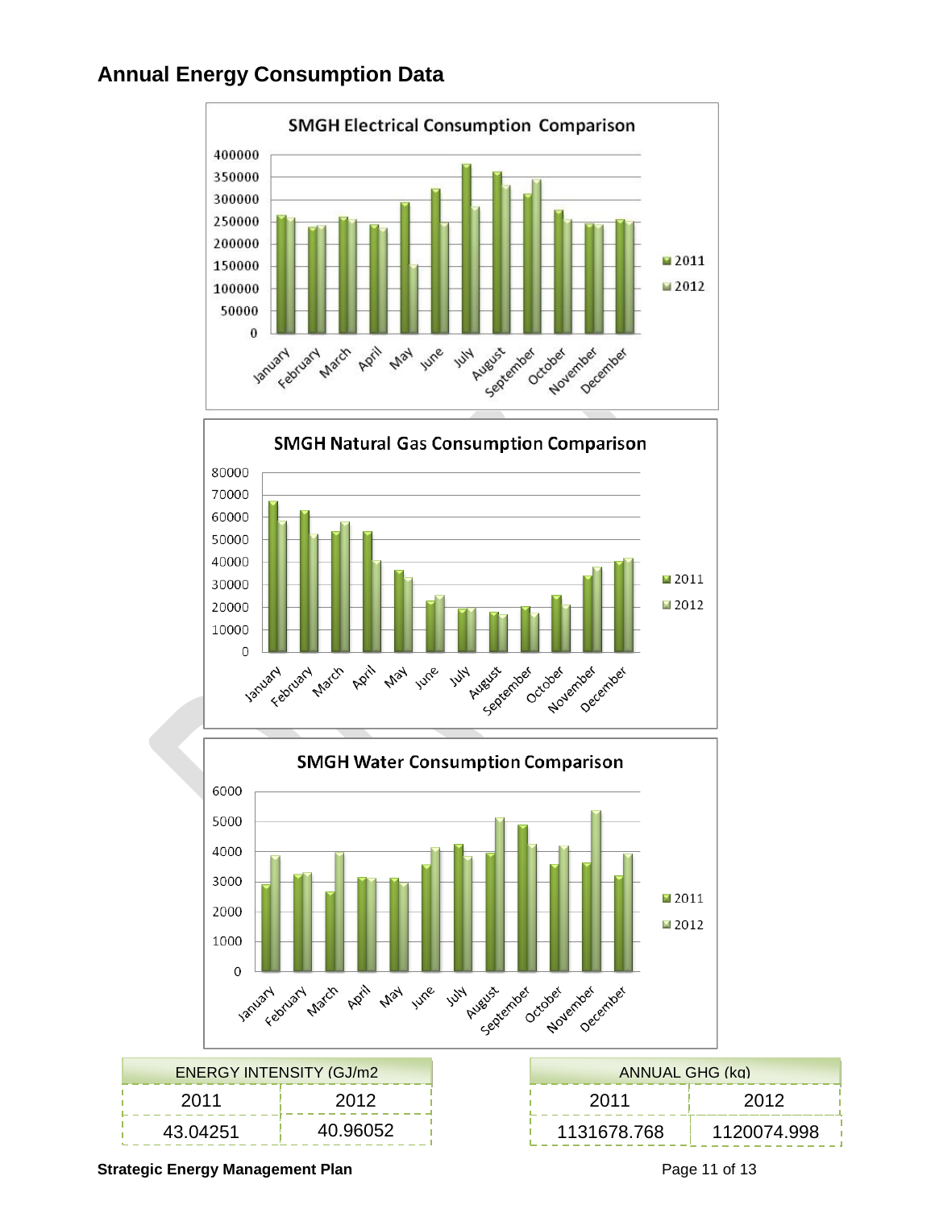## Annual Energy Consumption Data

**SMGH Electrical Consumption Comparison**

**SMGH Natural Gas Consumption Comparison**

**SMGH Water Consumption Comparison**

| ENERGY INTENSITY (GJ/m2 | |
|---|---|
| 2011 | 2012 |
| 43.04251 | 40.96052 |

| ANNUAL GHG (kg) | |
|---|---|
| 2011 | 2012 |
| 1131678.768 | 1120074.998 |

**Strategic Energy Management Plan**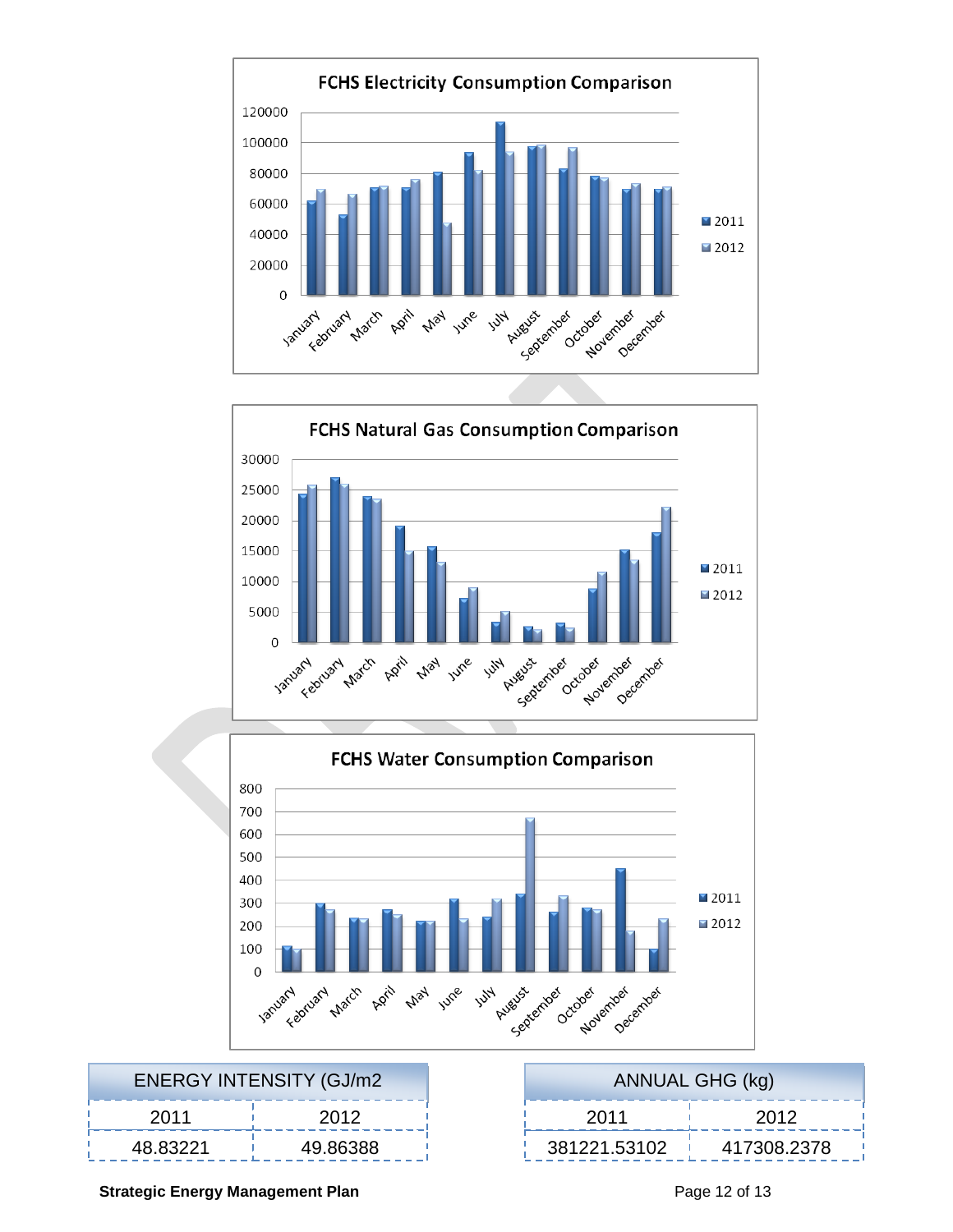**FCHS Electricity Consumption Comparison**

**FCHS Natural Gas Consumption Comparison**

**FCHS Water Consumption Comparison**

| ENERGY INTENSITY (GJ/m2 | |
|---|---|
| 2011 | 2012 |
| 48.83221 | 49.86388 |

| ANNUAL GHG (kg) | |
|---|---|
| 2011 | 2012 |
| 381221.53102 | 417308.2378 |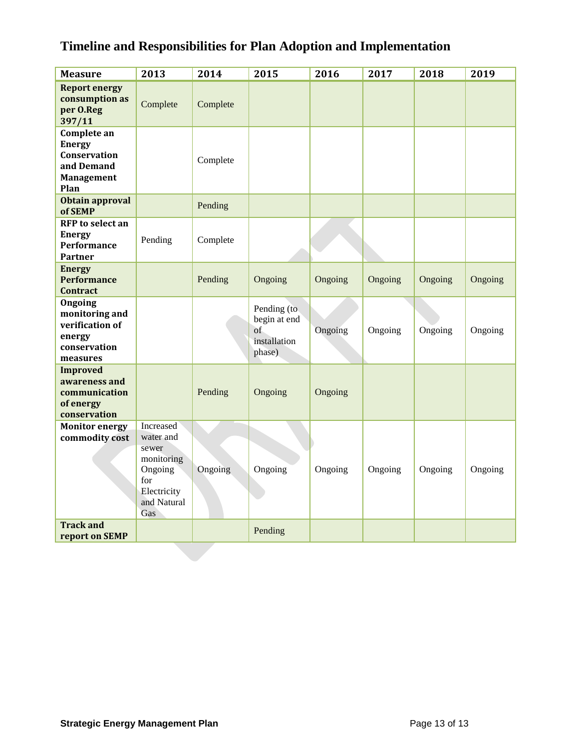# Timeline and Responsibilities for Plan Adoption and Implementation

| Measure | 2013 | 2014 | 2015 | 2016 | 2017 | 2018 | 2019 |
|---|---|---|---|---|---|---|---|
| **Report energy consumption as per O.Reg 397/11** | Complete | Complete | | | | | |
| **Complete an Energy Conservation and Demand Management Plan** | | Complete | | | | | |
| **Obtain approval of SEMP** | | Pending | | | | | |
| **RFP to select an Energy Performance Partner** | Pending | Complete | | | | | |
| **Energy Performance Contract** | | Pending | Ongoing | Ongoing | Ongoing | Ongoing | Ongoing |
| **Ongoing monitoring and verification of energy conservation measures** | | | Pending (to begin at end of installation phase) | Ongoing | Ongoing | Ongoing | Ongoing |
| **Improved awareness and communication of energy conservation** | | Pending | Ongoing | Ongoing | | | |
| **Monitor energy commodity cost** | Increased water and sewer monitoring Ongoing for Electricity and Natural Gas | Ongoing | Ongoing | Ongoing | Ongoing | Ongoing | Ongoing |
| **Track and report on SEMP** | | | Pending | | | | |